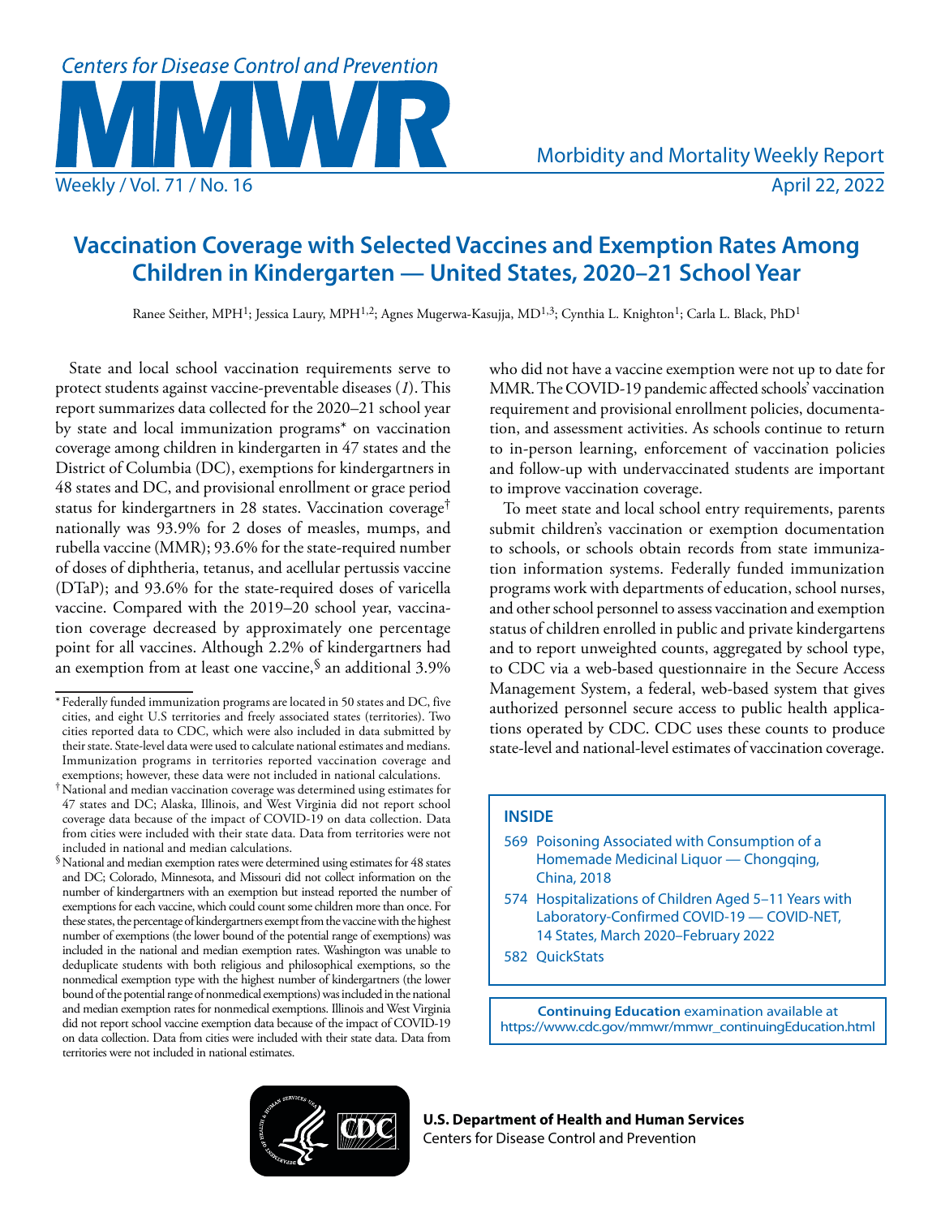# Vaccination Coverage with Selected Vaccines and Exemption Rates Among Children in Kindergarten — United States, 2020–21 School Year

Ranee Seither, MPH[1]; Jessica Laury, MPH[1,2]; Agnes Mugerwa-Kasujja, MD[1,3]; Cynthia L. Knighton[1]; Carla L. Black, PhD[1]

State and local school vaccination requirements serve to protect students against vaccine-preventable diseases (*1*). This report summarizes data collected for the 2020–21 school year by state and local immunization programs* on vaccination coverage among children in kindergarten in 47 states and the District of Columbia (DC), exemptions for kindergartners in 48 states and DC, and provisional enrollment or grace period status for kindergartners in 28 states. Vaccination coverage† nationally was 93.9% for 2 doses of measles, mumps, and rubella vaccine (MMR); 93.6% for the state-required number of doses of diphtheria, tetanus, and acellular pertussis vaccine (DTaP); and 93.6% for the state-required doses of varicella vaccine. Compared with the 2019–20 school year, vaccination coverage decreased by approximately one percentage point for all vaccines. Although 2.2% of kindergartners had an exemption from at least one vaccine,§ an additional 3.9% who did not have a vaccine exemption were not up to date for MMR. The COVID-19 pandemic affected schools' vaccination requirement and provisional enrollment policies, documentation, and assessment activities. As schools continue to return to in-person learning, enforcement of vaccination policies and follow-up with undervaccinated students are important to improve vaccination coverage.

To meet state and local school entry requirements, parents submit children's vaccination or exemption documentation to schools, or schools obtain records from state immunization information systems. Federally funded immunization programs work with departments of education, school nurses, and other school personnel to assess vaccination and exemption status of children enrolled in public and private kindergartens and to report unweighted counts, aggregated by school type, to CDC via a web-based questionnaire in the Secure Access Management System, a federal, web-based system that gives authorized personnel secure access to public health applications operated by CDC. CDC uses these counts to produce state-level and national-level estimates of vaccination coverage.

\* Federally funded immunization programs are located in 50 states and DC, five cities, and eight U.S territories and freely associated states (territories). Two cities reported data to CDC, which were also included in data submitted by their state. State-level data were used to calculate national estimates and medians. Immunization programs in territories reported vaccination coverage and exemptions; however, these data were not included in national calculations.

† National and median vaccination coverage was determined using estimates for 47 states and DC; Alaska, Illinois, and West Virginia did not report school coverage data because of the impact of COVID-19 on data collection. Data from cities were included with their state data. Data from territories were not included in national and median calculations.

§ National and median exemption rates were determined using estimates for 48 states and DC; Colorado, Minnesota, and Missouri did not collect information on the number of kindergartners with an exemption but instead reported the number of exemptions for each vaccine, which could count some children more than once. For these states, the percentage of kindergartners exempt from the vaccine with the highest number of exemptions (the lower bound of the potential range of exemptions) was included in the national and median exemption rates. Washington was unable to deduplicate students with both religious and philosophical exemptions, so the nonmedical exemption type with the highest number of kindergartners (the lower bound of the potential range of nonmedical exemptions) was included in the national and median exemption rates for nonmedical exemptions. Illinois and West Virginia did not report school vaccine exemption data because of the impact of COVID-19 on data collection. Data from cities were included with their state data. Data from territories were not included in national estimates.

**INSIDE**

- 569 Poisoning Associated with Consumption of a Homemade Medicinal Liquor — Chongqing, China, 2018
- 574 Hospitalizations of Children Aged 5–11 Years with Laboratory-Confirmed COVID-19 — COVID-NET, 14 States, March 2020–February 2022
- 582 QuickStats

**Continuing Education** examination available at https://www.cdc.gov/mmwr/mmwr_continuingEducation.html

**U.S. Department of Health and Human Services**
Centers for Disease Control and Prevention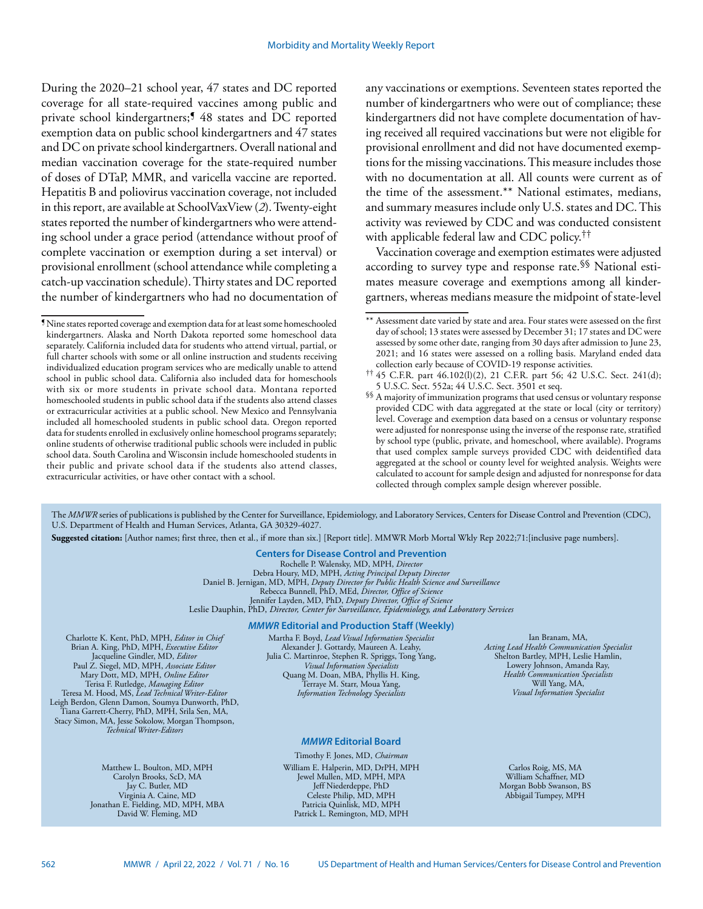During the 2020–21 school year, 47 states and DC reported coverage for all state-required vaccines among public and private school kindergartners;[¶] 48 states and DC reported exemption data on public school kindergartners and 47 states and DC on private school kindergartners. Overall national and median vaccination coverage for the state-required number of doses of DTaP, MMR, and varicella vaccine are reported. Hepatitis B and poliovirus vaccination coverage, not included in this report, are available at SchoolVaxView (*2*). Twenty-eight states reported the number of kindergartners who were attending school under a grace period (attendance without proof of complete vaccination or exemption during a set interval) or provisional enrollment (school attendance while completing a catch-up vaccination schedule). Thirty states and DC reported the number of kindergartners who had no documentation of any vaccinations or exemptions. Seventeen states reported the number of kindergartners who were out of compliance; these kindergartners did not have complete documentation of having received all required vaccinations but were not eligible for provisional enrollment and did not have documented exemptions for the missing vaccinations. This measure includes those with no documentation at all. All counts were current as of the time of the assessment.[**] National estimates, medians, and summary measures include only U.S. states and DC. This activity was reviewed by CDC and was conducted consistent with applicable federal law and CDC policy.[††]

Vaccination coverage and exemption estimates were adjusted according to survey type and response rate.[§§] National estimates measure coverage and exemptions among all kindergartners, whereas medians measure the midpoint of state-level

---

[¶] Nine states reported coverage and exemption data for at least some homeschooled kindergartners. Alaska and North Dakota reported some homeschool data separately. California included data for students who attend virtual, partial, or full charter schools with some or all online instruction and students receiving individualized education program services who are medically unable to attend school in public school data. California also included data for homeschools with six or more students in private school data. Montana reported homeschooled students in public school data if the students also attend classes or extracurricular activities at a public school. New Mexico and Pennsylvania included all homeschooled students in public school data. Oregon reported data for students enrolled in exclusively online homeschool programs separately; online students of otherwise traditional public schools were included in public school data. South Carolina and Wisconsin include homeschooled students in their public and private school data if the students also attend classes, extracurricular activities, or have other contact with a school.

[**] Assessment date varied by state and area. Four states were assessed on the first day of school; 13 states were assessed by December 31; 17 states and DC were assessed by some other date, ranging from 30 days after admission to June 23, 2021; and 16 states were assessed on a rolling basis. Maryland ended data collection early because of COVID-19 response activities.

[††] 45 C.F.R. part 46.102(l)(2), 21 C.F.R. part 56; 42 U.S.C. Sect. 241(d); 5 U.S.C. Sect. 552a; 44 U.S.C. Sect. 3501 et seq.

[§§] A majority of immunization programs that used census or voluntary response provided CDC with data aggregated at the state or local (city or territory) level. Coverage and exemption data based on a census or voluntary response were adjusted for nonresponse using the inverse of the response rate, stratified by school type (public, private, and homeschool, where available). Programs that used complex sample surveys provided CDC with deidentified data aggregated at the school or county level for weighted analysis. Weights were calculated to account for sample design and adjusted for nonresponse for data collected through complex sample design wherever possible.

---

The *MMWR* series of publications is published by the Center for Surveillance, Epidemiology, and Laboratory Services, Centers for Disease Control and Prevention (CDC), U.S. Department of Health and Human Services, Atlanta, GA 30329-4027.

**Suggested citation:** [Author names; first three, then et al., if more than six.] [Report title]. MMWR Morb Mortal Wkly Rep 2022;71:[inclusive page numbers].

**Centers for Disease Control and Prevention**

Rochelle P. Walensky, MD, MPH, *Director*
Debra Houry, MD, MPH, *Acting Principal Deputy Director*
Daniel B. Jernigan, MD, MPH, *Deputy Director for Public Health Science and Surveillance*
Rebecca Bunnell, PhD, MEd, *Director, Office of Science*
Jennifer Layden, MD, PhD, *Deputy Director, Office of Science*
Leslie Dauphin, PhD, *Director, Center for Surveillance, Epidemiology, and Laboratory Services*

***MMWR* Editorial and Production Staff (Weekly)**

Charlotte K. Kent, PhD, MPH, *Editor in Chief*
Brian A. King, PhD, MPH, *Executive Editor*
Jacqueline Gindler, MD, *Editor*
Paul Z. Siegel, MD, MPH, *Associate Editor*
Mary Dott, MD, MPH, *Online Editor*
Terisa F. Rutledge, *Managing Editor*
Teresa M. Hood, MS, *Lead Technical Writer-Editor*
Leigh Berdon, Glenn Damon, Soumya Dunworth, PhD, Tiana Garrett-Cherry, PhD, MPH, Srila Sen, MA, Stacy Simon, MA, Jesse Sokolow, Morgan Thompson, *Technical Writer-Editors*

Martha F. Boyd, *Lead Visual Information Specialist*
Alexander J. Gottardy, Maureen A. Leahy, Julia C. Martinroe, Stephen R. Spriggs, Tong Yang, *Visual Information Specialists*
Quang M. Doan, MBA, Phyllis H. King, Terraye M. Starr, Moua Yang, *Information Technology Specialists*

Ian Branam, MA, *Acting Lead Health Communication Specialist*
Shelton Bartley, MPH, Leslie Hamlin, Lowery Johnson, Amanda Ray, *Health Communication Specialists*
Will Yang, MA, *Visual Information Specialist*

***MMWR* Editorial Board**

Timothy F. Jones, MD, *Chairman*

Matthew L. Boulton, MD, MPH
Carolyn Brooks, ScD, MA
Jay C. Butler, MD
Virginia A. Caine, MD
Jonathan E. Fielding, MD, MPH, MBA
David W. Fleming, MD

William E. Halperin, MD, DrPH, MPH
Jewel Mullen, MD, MPH, MPA
Jeff Niederdeppe, PhD
Celeste Philip, MD, MPH
Patricia Quinlisk, MD, MPH
Patrick L. Remington, MD, MPH

Carlos Roig, MS, MA
William Schaffner, MD
Morgan Bobb Swanson, BS
Abbigail Tumpey, MPH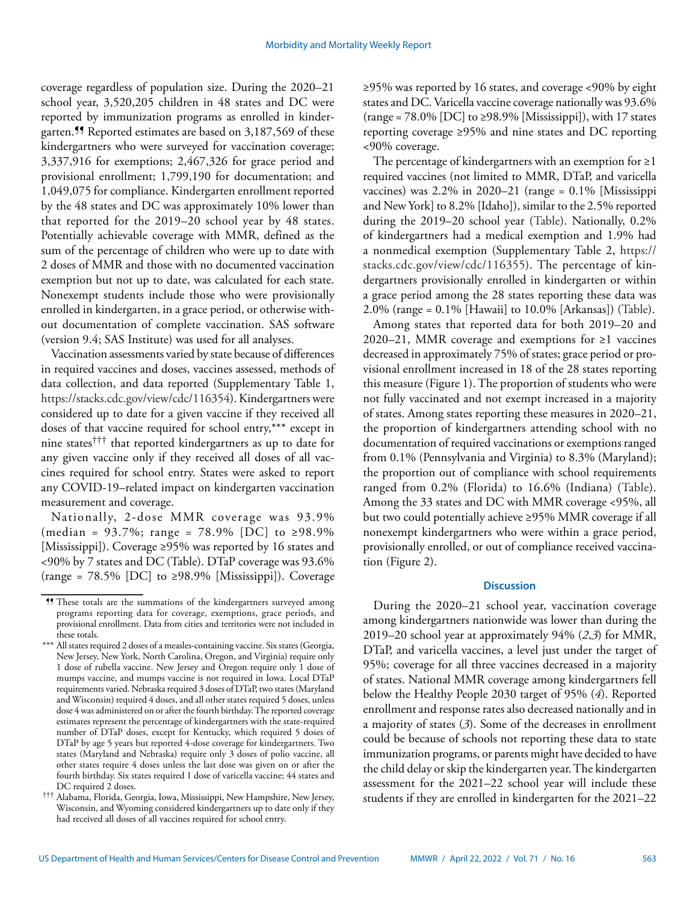coverage regardless of population size. During the 2020–21 school year, 3,520,205 children in 48 states and DC were reported by immunization programs as enrolled in kindergarten.¶¶ Reported estimates are based on 3,187,569 of these kindergartners who were surveyed for vaccination coverage; 3,337,916 for exemptions; 2,467,326 for grace period and provisional enrollment; 1,799,190 for documentation; and 1,049,075 for compliance. Kindergarten enrollment reported by the 48 states and DC was approximately 10% lower than that reported for the 2019–20 school year by 48 states. Potentially achievable coverage with MMR, defined as the sum of the percentage of children who were up to date with 2 doses of MMR and those with no documented vaccination exemption but not up to date, was calculated for each state. Nonexempt students include those who were provisionally enrolled in kindergarten, in a grace period, or otherwise without documentation of complete vaccination. SAS software (version 9.4; SAS Institute) was used for all analyses.

Vaccination assessments varied by state because of differences in required vaccines and doses, vaccines assessed, methods of data collection, and data reported (Supplementary Table 1, https://stacks.cdc.gov/view/cdc/116354). Kindergartners were considered up to date for a given vaccine if they received all doses of that vaccine required for school entry,*** except in nine states††† that reported kindergartners as up to date for any given vaccine only if they received all doses of all vaccines required for school entry. States were asked to report any COVID-19–related impact on kindergarten vaccination measurement and coverage.

Nationally, 2-dose MMR coverage was 93.9% (median = 93.7%; range = 78.9% [DC] to ≥98.9% [Mississippi]). Coverage ≥95% was reported by 16 states and <90% by 7 states and DC (Table). DTaP coverage was 93.6% (range = 78.5% [DC] to ≥98.9% [Mississippi]). Coverage ≥95% was reported by 16 states, and coverage <90% by eight states and DC. Varicella vaccine coverage nationally was 93.6% (range = 78.0% [DC] to ≥98.9% [Mississippi]), with 17 states reporting coverage ≥95% and nine states and DC reporting <90% coverage.

The percentage of kindergartners with an exemption for ≥1 required vaccines (not limited to MMR, DTaP, and varicella vaccines) was 2.2% in 2020–21 (range = 0.1% [Mississippi and New York] to 8.2% [Idaho]), similar to the 2.5% reported during the 2019–20 school year (Table). Nationally, 0.2% of kindergartners had a medical exemption and 1.9% had a nonmedical exemption (Supplementary Table 2, https://stacks.cdc.gov/view/cdc/116355). The percentage of kindergartners provisionally enrolled in kindergarten or within a grace period among the 28 states reporting these data was 2.0% (range = 0.1% [Hawaii] to 10.0% [Arkansas]) (Table).

Among states that reported data for both 2019–20 and 2020–21, MMR coverage and exemptions for ≥1 vaccines decreased in approximately 75% of states; grace period or provisional enrollment increased in 18 of the 28 states reporting this measure (Figure 1). The proportion of students who were not fully vaccinated and not exempt increased in a majority of states. Among states reporting these measures in 2020–21, the proportion of kindergartners attending school with no documentation of required vaccinations or exemptions ranged from 0.1% (Pennsylvania and Virginia) to 8.3% (Maryland); the proportion out of compliance with school requirements ranged from 0.2% (Florida) to 16.6% (Indiana) (Table). Among the 33 states and DC with MMR coverage <95%, all but two could potentially achieve ≥95% MMR coverage if all nonexempt kindergartners who were within a grace period, provisionally enrolled, or out of compliance received vaccination (Figure 2).

## Discussion

During the 2020–21 school year, vaccination coverage among kindergartners nationwide was lower than during the 2019–20 school year at approximately 94% (*2*,*3*) for MMR, DTaP, and varicella vaccines, a level just under the target of 95%; coverage for all three vaccines decreased in a majority of states. National MMR coverage among kindergartners fell below the Healthy People 2030 target of 95% (*4*). Reported enrollment and response rates also decreased nationally and in a majority of states (*3*). Some of the decreases in enrollment could be because of schools not reporting these data to state immunization programs, or parents might have decided to have the child delay or skip the kindergarten year. The kindergarten assessment for the 2021–22 school year will include these students if they are enrolled in kindergarten for the 2021–22

---

¶¶ These totals are the summations of the kindergartners surveyed among programs reporting data for coverage, exemptions, grace periods, and provisional enrollment. Data from cities and territories were not included in these totals.

*** All states required 2 doses of a measles-containing vaccine. Six states (Georgia, New Jersey, New York, North Carolina, Oregon, and Virginia) require only 1 dose of rubella vaccine. New Jersey and Oregon require only 1 dose of mumps vaccine, and mumps vaccine is not required in Iowa. Local DTaP requirements varied. Nebraska required 3 doses of DTaP, two states (Maryland and Wisconsin) required 4 doses, and all other states required 5 doses, unless dose 4 was administered on or after the fourth birthday. The reported coverage estimates represent the percentage of kindergartners with the state-required number of DTaP doses, except for Kentucky, which required 5 doses of DTaP by age 5 years but reported 4-dose coverage for kindergartners. Two states (Maryland and Nebraska) require only 3 doses of polio vaccine, all other states require 4 doses unless the last dose was given on or after the fourth birthday. Six states required 1 dose of varicella vaccine; 44 states and DC required 2 doses.

††† Alabama, Florida, Georgia, Iowa, Mississippi, New Hampshire, New Jersey, Wisconsin, and Wyoming considered kindergartners up to date only if they had received all doses of all vaccines required for school entry.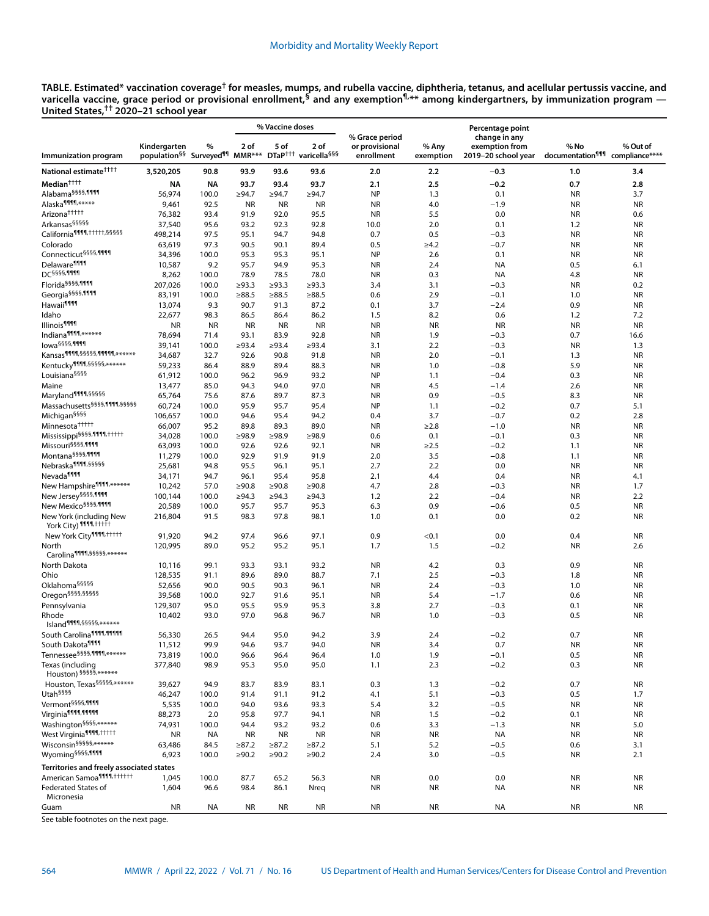**TABLE. Estimated\* vaccination coverage† for measles, mumps, and rubella vaccine, diphtheria, tetanus, and acellular pertussis vaccine, and varicella vaccine, grace period or provisional enrollment,§ and any exemption¶,\*\* among kindergartners, by immunization program — United States,†† 2020–21 school year**

| Immunization program | Kindergarten population§§ | % Surveyed¶¶ | % Vaccine doses: 2 of MMR\*\*\* | % Vaccine doses: 5 of DTaP††† | % Vaccine doses: 2 of varicella§§§ | % Grace period or provisional enrollment | % Any exemption | Percentage point change in any exemption from 2019–20 school year | % No documentation¶¶¶ | % Out of compliance\*\*\*\* |
|---|---|---|---|---|---|---|---|---|---|---|
| **National estimate††††** | **3,520,205** | **90.8** | **93.9** | **93.6** | **93.6** | **2.0** | **2.2** | **−0.3** | **1.0** | **3.4** |
| **Median††††** | **NA** | **NA** | **93.7** | **93.4** | **93.7** | **2.1** | **2.5** | **−0.2** | **0.7** | **2.8** |
| Alabama§§§§,¶¶¶¶ | 56,974 | 100.0 | ≥94.7 | ≥94.7 | ≥94.7 | NP | 1.3 | 0.1 | NR | 3.7 |
| Alaska¶¶¶¶,\*\*\*\*\* | 9,461 | 92.5 | NR | NR | NR | NR | 4.0 | −1.9 | NR | NR |
| Arizona††††† | 76,382 | 93.4 | 91.9 | 92.0 | 95.5 | NR | 5.5 | 0.0 | NR | 0.6 |
| Arkansas§§§§§ | 37,540 | 95.6 | 93.2 | 92.3 | 92.8 | 10.0 | 2.0 | 0.1 | 1.2 | NR |
| California¶¶¶¶,†††††,§§§§§ | 498,214 | 97.5 | 95.1 | 94.7 | 94.8 | 0.7 | 0.5 | −0.3 | NR | NR |
| Colorado | 63,619 | 97.3 | 90.5 | 90.1 | 89.4 | 0.5 | ≥4.2 | −0.7 | NR | NR |
| Connecticut§§§§,¶¶¶¶ | 34,396 | 100.0 | 95.3 | 95.3 | 95.1 | NP | 2.6 | 0.1 | NR | NR |
| Delaware¶¶¶¶ | 10,587 | 9.2 | 95.7 | 94.9 | 95.3 | NR | 2.4 | NA | 0.5 | 6.1 |
| DC§§§§,¶¶¶¶ | 8,262 | 100.0 | 78.9 | 78.5 | 78.0 | NR | 0.3 | NA | 4.8 | NR |
| Florida§§§§,¶¶¶¶ | 207,026 | 100.0 | ≥93.3 | ≥93.3 | ≥93.3 | 3.4 | 3.1 | −0.3 | NR | 0.2 |
| Georgia§§§§,¶¶¶¶ | 83,191 | 100.0 | ≥88.5 | ≥88.5 | ≥88.5 | 0.6 | 2.9 | −0.1 | 1.0 | NR |
| Hawaii¶¶¶¶ | 13,074 | 9.3 | 90.7 | 91.3 | 87.2 | 0.1 | 3.7 | −2.4 | 0.9 | NR |
| Idaho | 22,677 | 98.3 | 86.5 | 86.4 | 86.2 | 1.5 | 8.2 | 0.6 | 1.2 | 7.2 |
| Illinois¶¶¶¶ | NR | NR | NR | NR | NR | NR | NR | NR | NR | NR |
| Indiana¶¶¶¶,\*\*\*\*\*\* | 78,694 | 71.4 | 93.1 | 83.9 | 92.8 | NR | 1.9 | −0.3 | 0.7 | 16.6 |
| Iowa§§§§,¶¶¶¶ | 39,141 | 100.0 | ≥93.4 | ≥93.4 | ≥93.4 | 3.1 | 2.2 | −0.3 | NR | 1.3 |
| Kansas¶¶¶¶,§§§§§,¶¶¶¶¶,\*\*\*\*\*\* | 34,687 | 32.7 | 92.6 | 90.8 | 91.8 | NR | 2.0 | −0.1 | 1.3 | NR |
| Kentucky¶¶¶¶,§§§§§,\*\*\*\*\*\* | 59,233 | 86.4 | 88.9 | 89.4 | 88.3 | NR | 1.0 | −0.8 | 5.9 | NR |
| Louisiana§§§§ | 61,912 | 100.0 | 96.2 | 96.9 | 93.2 | NP | 1.1 | −0.4 | 0.3 | NR |
| Maine | 13,477 | 85.0 | 94.3 | 94.0 | 97.0 | NR | 4.5 | −1.4 | 2.6 | NR |
| Maryland¶¶¶¶,§§§§§ | 65,764 | 75.6 | 87.6 | 89.7 | 87.3 | NR | 0.9 | −0.5 | 8.3 | NR |
| Massachusetts§§§§,¶¶¶¶,§§§§§ | 60,724 | 100.0 | 95.9 | 95.7 | 95.4 | NP | 1.1 | −0.2 | 0.7 | 5.1 |
| Michigan§§§§ | 106,657 | 100.0 | 94.6 | 95.4 | 94.2 | 0.4 | 3.7 | −0.7 | 0.2 | 2.8 |
| Minnesota††††† | 66,007 | 95.2 | 89.8 | 89.3 | 89.0 | NR | ≥2.8 | −1.0 | NR | NR |
| Mississippi§§§§,¶¶¶¶,††††† | 34,028 | 100.0 | ≥98.9 | ≥98.9 | ≥98.9 | 0.6 | 0.1 | −0.1 | 0.3 | NR |
| Missouri§§§§,¶¶¶¶ | 63,093 | 100.0 | 92.6 | 92.6 | 92.1 | NR | ≥2.5 | −0.2 | 1.1 | NR |
| Montana§§§§,¶¶¶¶ | 11,279 | 100.0 | 92.9 | 91.9 | 91.9 | 2.0 | 3.5 | −0.8 | 1.1 | NR |
| Nebraska¶¶¶¶,§§§§§ | 25,681 | 94.8 | 95.5 | 96.1 | 95.1 | 2.7 | 2.2 | 0.0 | NR | NR |
| Nevada¶¶¶¶ | 34,171 | 94.7 | 96.1 | 95.4 | 95.8 | 2.1 | 4.4 | 0.4 | NR | 4.1 |
| New Hampshire¶¶¶¶,\*\*\*\*\*\* | 10,242 | 57.0 | ≥90.8 | ≥90.8 | ≥90.8 | 4.7 | 2.8 | −0.3 | NR | 1.7 |
| New Jersey§§§§,¶¶¶¶ | 100,144 | 100.0 | ≥94.3 | ≥94.3 | ≥94.3 | 1.2 | 2.2 | −0.4 | NR | 2.2 |
| New Mexico§§§§,¶¶¶¶ | 20,589 | 100.0 | 95.7 | 95.7 | 95.3 | 6.3 | 0.9 | −0.6 | 0.5 | NR |
| New York (including New York City) ¶¶¶¶,††††† | 216,804 | 91.5 | 98.3 | 97.8 | 98.1 | 1.0 | 0.1 | 0.0 | 0.2 | NR |
| New York City¶¶¶¶,††††† | 91,920 | 94.2 | 97.4 | 96.6 | 97.1 | 0.9 | <0.1 | 0.0 | 0.4 | NR |
| North Carolina¶¶¶¶,§§§§§,\*\*\*\*\*\* | 120,995 | 89.0 | 95.2 | 95.2 | 95.1 | 1.7 | 1.5 | −0.2 | NR | 2.6 |
| North Dakota | 10,116 | 99.1 | 93.3 | 93.1 | 93.2 | NR | 4.2 | 0.3 | 0.9 | NR |
| Ohio | 128,535 | 91.1 | 89.6 | 89.0 | 88.7 | 7.1 | 2.5 | −0.3 | 1.8 | NR |
| Oklahoma§§§§§ | 52,656 | 90.0 | 90.5 | 90.3 | 96.1 | NR | 2.4 | −0.3 | 1.0 | NR |
| Oregon§§§§,§§§§§ | 39,568 | 100.0 | 92.7 | 91.6 | 95.1 | NR | 5.4 | −1.7 | 0.6 | NR |
| Pennsylvania | 129,307 | 95.0 | 95.5 | 95.9 | 95.3 | 3.8 | 2.7 | −0.3 | 0.1 | NR |
| Rhode Island¶¶¶¶,§§§§§,\*\*\*\*\*\* | 10,402 | 93.0 | 97.0 | 96.8 | 96.7 | NR | 1.0 | −0.3 | 0.5 | NR |
| South Carolina¶¶¶¶,¶¶¶¶¶ | 56,330 | 26.5 | 94.4 | 95.0 | 94.2 | 3.9 | 2.4 | −0.2 | 0.7 | NR |
| South Dakota¶¶¶¶ | 11,512 | 99.9 | 94.6 | 93.7 | 94.0 | NR | 3.4 | 0.7 | NR | NR |
| Tennessee§§§§,¶¶¶¶,\*\*\*\*\*\* | 73,819 | 100.0 | 96.6 | 96.4 | 96.4 | 1.0 | 1.9 | −0.1 | 0.5 | NR |
| Texas (including Houston) §§§§§,\*\*\*\*\*\* | 377,840 | 98.9 | 95.3 | 95.0 | 95.0 | 1.1 | 2.3 | −0.2 | 0.3 | NR |
| Houston, Texas§§§§§,\*\*\*\*\*\* | 39,627 | 94.9 | 83.7 | 83.9 | 83.1 | 0.3 | 1.3 | −0.2 | 0.7 | NR |
| Utah§§§§ | 46,247 | 100.0 | 91.4 | 91.1 | 91.2 | 4.1 | 5.1 | −0.3 | 0.5 | 1.7 |
| Vermont§§§§,¶¶¶¶ | 5,535 | 100.0 | 94.0 | 93.6 | 93.3 | 5.4 | 3.2 | −0.5 | NR | NR |
| Virginia¶¶¶¶,¶¶¶¶¶ | 88,273 | 2.0 | 95.8 | 97.7 | 94.1 | NR | 1.5 | −0.2 | 0.1 | NR |
| Washington§§§§,\*\*\*\*\*\* | 74,931 | 100.0 | 94.4 | 93.2 | 93.2 | 0.6 | 3.3 | −1.3 | NR | 5.0 |
| West Virginia¶¶¶¶,††††† | NR | NA | NR | NR | NR | NR | NR | NA | NR | NR |
| Wisconsin§§§§§,\*\*\*\*\*\* | 63,486 | 84.5 | ≥87.2 | ≥87.2 | ≥87.2 | 5.1 | 5.2 | −0.5 | 0.6 | 3.1 |
| Wyoming§§§§,¶¶¶¶ | 6,923 | 100.0 | ≥90.2 | ≥90.2 | ≥90.2 | 2.4 | 3.0 | −0.5 | NR | 2.1 |
| **Territories and freely associated states** | | | | | | | | | | |
| American Samoa¶¶¶¶,†††††† | 1,045 | 100.0 | 87.7 | 65.2 | 56.3 | NR | 0.0 | 0.0 | NR | NR |
| Federated States of Micronesia | 1,604 | 96.6 | 98.4 | 86.1 | Nreq | NR | NR | NA | NR | NR |
| Guam | NR | NA | NR | NR | NR | NR | NR | NA | NR | NR |

See table footnotes on the next page.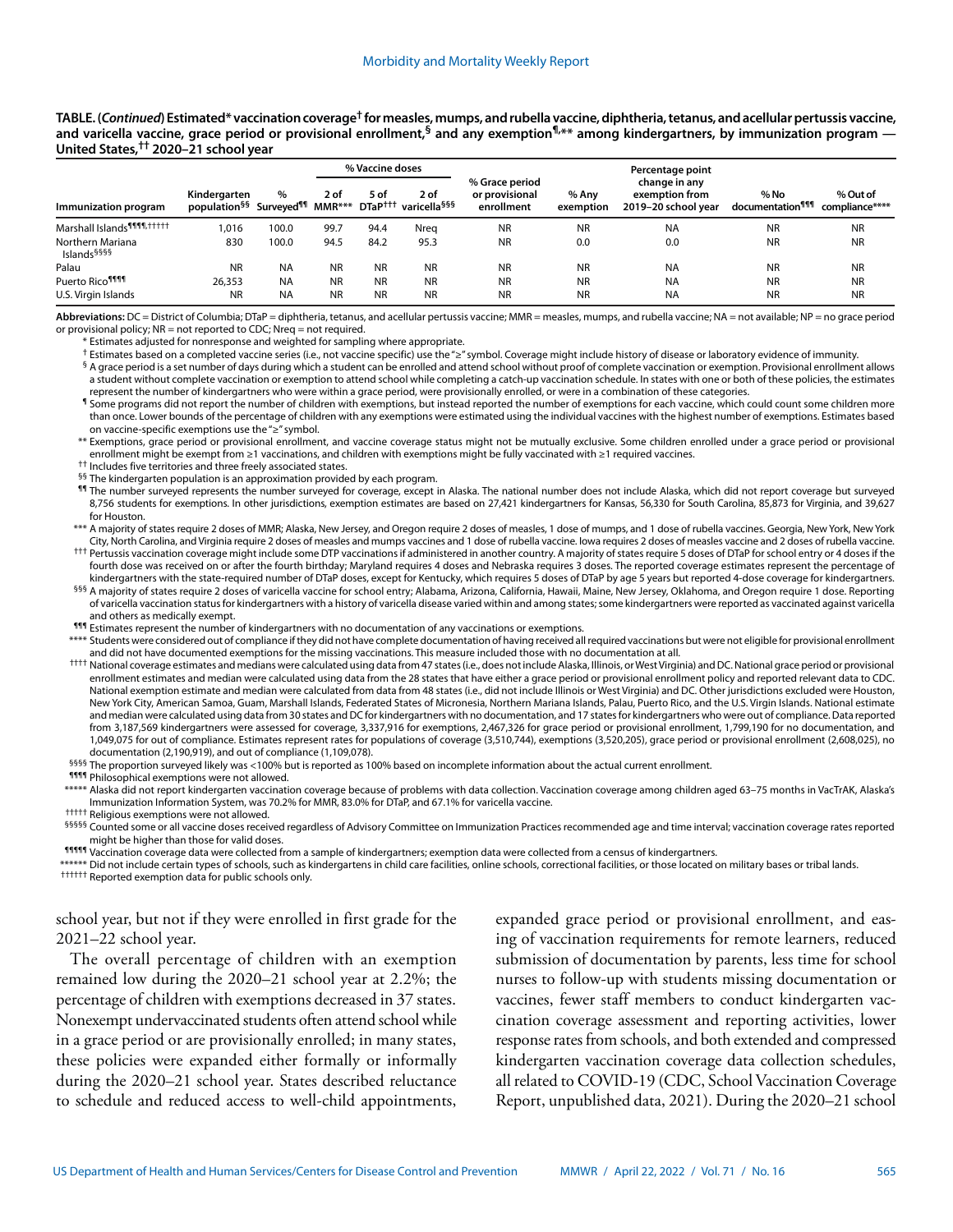**TABLE. (*Continued*) Estimated* vaccination coverage† for measles, mumps, and rubella vaccine, diphtheria, tetanus, and acellular pertussis vaccine, and varicella vaccine, grace period or provisional enrollment,§ and any exemption¶,** among kindergartners, by immunization program — United States,†† 2020–21 school year**

| Immunization program | Kindergarten population§§ | % Surveyed¶¶ | % Vaccine doses | | | % Grace period or provisional enrollment | % Any exemption | Percentage point change in any exemption from 2019–20 school year | % No documentation¶¶¶ | % Out of compliance**** |
|---|---|---|---|---|---|---|---|---|---|---|
| | | | 2 of MMR*** | 5 of DTaP††† | 2 of varicella§§§ | | | | | |
| Marshall Islands¶¶¶¶,††††† | 1,016 | 100.0 | 99.7 | 94.4 | Nreq | NR | NR | NA | NR | NR |
| Northern Mariana Islands§§§§ | 830 | 100.0 | 94.5 | 84.2 | 95.3 | NR | 0.0 | 0.0 | NR | NR |
| Palau | NR | NA | NR | NR | NR | NR | NR | NA | NR | NR |
| Puerto Rico¶¶¶¶ | 26,353 | NA | NR | NR | NR | NR | NR | NA | NR | NR |
| U.S. Virgin Islands | NR | NA | NR | NR | NR | NR | NR | NA | NR | NR |

**Abbreviations:** DC = District of Columbia; DTaP = diphtheria, tetanus, and acellular pertussis vaccine; MMR = measles, mumps, and rubella vaccine; NA = not available; NP = no grace period or provisional policy; NR = not reported to CDC; Nreq = not required.

\* Estimates adjusted for nonresponse and weighted for sampling where appropriate.

† Estimates based on a completed vaccine series (i.e., not vaccine specific) use the "≥" symbol. Coverage might include history of disease or laboratory evidence of immunity.

§ A grace period is a set number of days during which a student can be enrolled and attend school without proof of complete vaccination or exemption. Provisional enrollment allows a student without complete vaccination or exemption to attend school while completing a catch-up vaccination schedule. In states with one or both of these policies, the estimates represent the number of kindergartners who were within a grace period, were provisionally enrolled, or were in a combination of these categories.

¶ Some programs did not report the number of children with exemptions, but instead reported the number of exemptions for each vaccine, which could count some children more than once. Lower bounds of the percentage of children with any exemptions were estimated using the individual vaccines with the highest number of exemptions. Estimates based on vaccine-specific exemptions use the "≥" symbol.

** Exemptions, grace period or provisional enrollment, and vaccine coverage status might not be mutually exclusive. Some children enrolled under a grace period or provisional enrollment might be exempt from ≥1 vaccinations, and children with exemptions might be fully vaccinated with ≥1 required vaccines.

†† Includes five territories and three freely associated states.

§§ The kindergarten population is an approximation provided by each program.

¶¶ The number surveyed represents the number surveyed for coverage, except in Alaska. The national number does not include Alaska, which did not report coverage but surveyed 8,756 students for exemptions. In other jurisdictions, exemption estimates are based on 27,421 kindergartners for Kansas, 56,330 for South Carolina, 85,873 for Virginia, and 39,627 for Houston.

*** A majority of states require 2 doses of MMR; Alaska, New Jersey, and Oregon require 2 doses of measles, 1 dose of mumps, and 1 dose of rubella vaccines. Georgia, New York, New York City, North Carolina, and Virginia require 2 doses of measles and mumps vaccines and 1 dose of rubella vaccine. Iowa requires 2 doses of measles vaccine and 2 doses of rubella vaccine.

††† Pertussis vaccination coverage might include some DTP vaccinations if administered in another country. A majority of states require 5 doses of DTaP for school entry or 4 doses if the fourth dose was received on or after the fourth birthday; Maryland requires 4 doses and Nebraska requires 3 doses. The reported coverage estimates represent the percentage of kindergartners with the state-required number of DTaP doses, except for Kentucky, which requires 5 doses of DTaP by age 5 years but reported 4-dose coverage for kindergartners.

§§§ A majority of states require 2 doses of varicella vaccine for school entry; Alabama, Arizona, California, Hawaii, Maine, New Jersey, Oklahoma, and Oregon require 1 dose. Reporting of varicella vaccination status for kindergartners with a history of varicella disease varied within and among states; some kindergartners were reported as vaccinated against varicella and others as medically exempt.

¶¶¶ Estimates represent the number of kindergartners with no documentation of any vaccinations or exemptions.

**** Students were considered out of compliance if they did not have complete documentation of having received all required vaccinations but were not eligible for provisional enrollment and did not have documented exemptions for the missing vaccinations. This measure included those with no documentation at all.

†††† National coverage estimates and medians were calculated using data from 47 states (i.e., does not include Alaska, Illinois, or West Virginia) and DC. National grace period or provisional enrollment estimates and median were calculated using data from the 28 states that have either a grace period or provisional enrollment policy and reported relevant data to CDC. National exemption estimate and median were calculated from data from 48 states (i.e., did not include Illinois or West Virginia) and DC. Other jurisdictions excluded were Houston, New York City, American Samoa, Guam, Marshall Islands, Federated States of Micronesia, Northern Mariana Islands, Palau, Puerto Rico, and the U.S. Virgin Islands. National estimate and median were calculated using data from 30 states and DC for kindergartners with no documentation, and 17 states for kindergartners who were out of compliance. Data reported from 3,187,569 kindergartners were assessed for coverage, 3,337,916 for exemptions, 2,467,326 for grace period or provisional enrollment, 1,799,190 for no documentation, and 1,409,075 for out of compliance. Estimates represent rates for populations of coverage (3,510,744), exemptions (3,520,205), grace period or provisional enrollment (2,608,025), no documentation (2,190,919), and out of compliance (1,109,078).

§§§§ The proportion surveyed likely was <100% but is reported as 100% based on incomplete information about the actual current enrollment.

¶¶¶¶ Philosophical exemptions were not allowed.

***** Alaska did not report kindergarten vaccination coverage because of problems with data collection. Vaccination coverage among children aged 63–75 months in VacTrAK, Alaska's Immunization Information System, was 70.2% for MMR, 83.0% for DTaP, and 67.1% for varicella vaccine.

††††† Religious exemptions were not allowed.

§§§§§ Counted some or all vaccine doses received regardless of Advisory Committee on Immunization Practices recommended age and time interval; vaccination coverage rates reported might be higher than those for valid doses.

¶¶¶¶¶ Vaccination coverage data were collected from a sample of kindergartners; exemption data were collected from a census of kindergartners.

****** Did not include certain types of schools, such as kindergartens in child care facilities, online schools, correctional facilities, or those located on military bases or tribal lands.

†††††† Reported exemption data for public schools only.

school year, but not if they were enrolled in first grade for the 2021–22 school year.

The overall percentage of children with an exemption remained low during the 2020–21 school year at 2.2%; the percentage of children with exemptions decreased in 37 states. Nonexempt undervaccinated students often attend school while in a grace period or are provisionally enrolled; in many states, these policies were expanded either formally or informally during the 2020–21 school year. States described reluctance to schedule and reduced access to well-child appointments, expanded grace period or provisional enrollment, and easing of vaccination requirements for remote learners, reduced submission of documentation by parents, less time for school nurses to follow-up with students missing documentation or vaccines, fewer staff members to conduct kindergarten vaccination coverage assessment and reporting activities, lower response rates from schools, and both extended and compressed kindergarten vaccination coverage data collection schedules, all related to COVID-19 (CDC, School Vaccination Coverage Report, unpublished data, 2021). During the 2020–21 school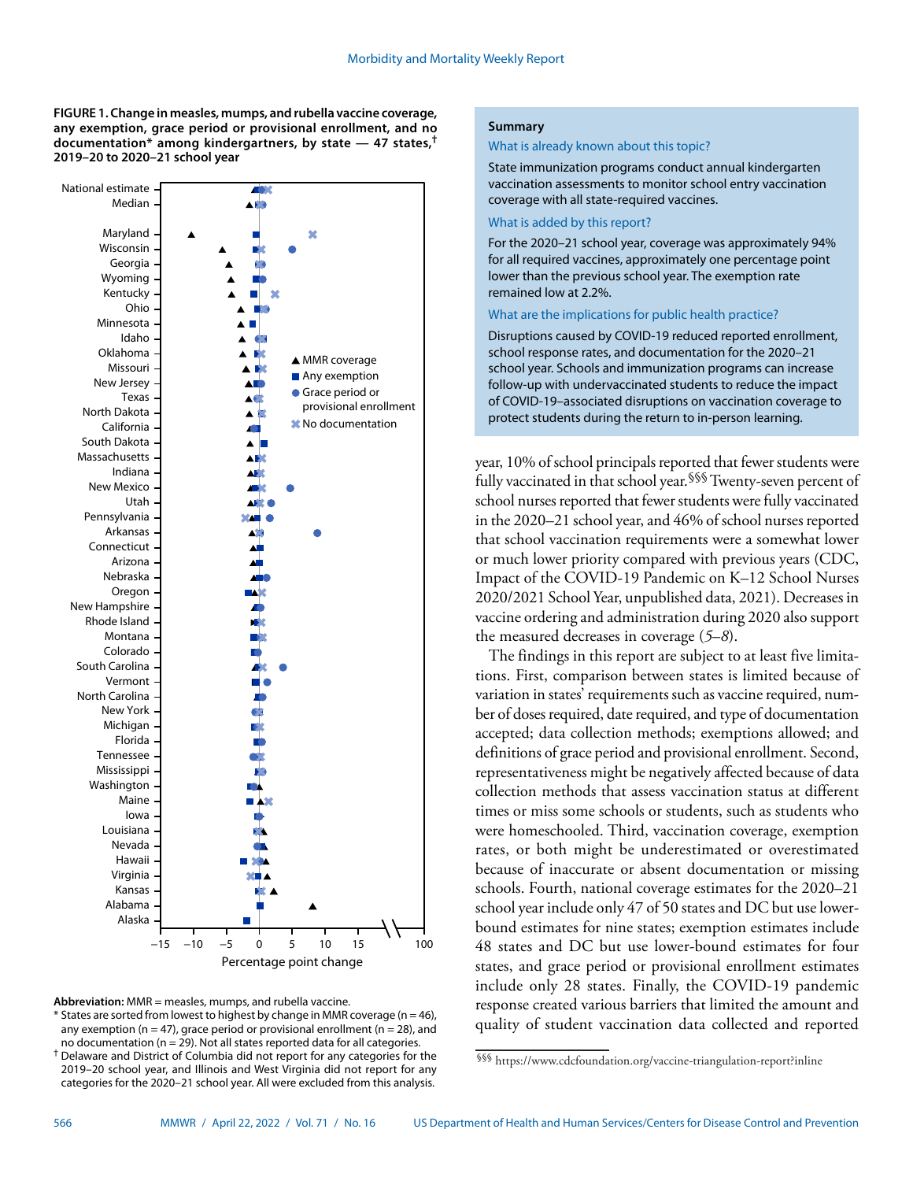**FIGURE 1. Change in measles, mumps, and rubella vaccine coverage, any exemption, grace period or provisional enrollment, and no documentation* among kindergartners, by state — 47 states,† 2019–20 to 2020–21 school year**

**Abbreviation:** MMR = measles, mumps, and rubella vaccine.

* States are sorted from lowest to highest by change in MMR coverage (n = 46), any exemption (n = 47), grace period or provisional enrollment (n = 28), and no documentation (n = 29). Not all states reported data for all categories.

† Delaware and District of Columbia did not report for any categories for the 2019–20 school year, and Illinois and West Virginia did not report for any categories for the 2020–21 school year. All were excluded from this analysis.

**Summary**

What is already known about this topic?

State immunization programs conduct annual kindergarten vaccination assessments to monitor school entry vaccination coverage with all state-required vaccines.

What is added by this report?

For the 2020–21 school year, coverage was approximately 94% for all required vaccines, approximately one percentage point lower than the previous school year. The exemption rate remained low at 2.2%.

What are the implications for public health practice?

Disruptions caused by COVID-19 reduced reported enrollment, school response rates, and documentation for the 2020–21 school year. Schools and immunization programs can increase follow-up with undervaccinated students to reduce the impact of COVID-19–associated disruptions on vaccination coverage to protect students during the return to in-person learning.

year, 10% of school principals reported that fewer students were fully vaccinated in that school year.§§§ Twenty-seven percent of school nurses reported that fewer students were fully vaccinated in the 2020–21 school year, and 46% of school nurses reported that school vaccination requirements were a somewhat lower or much lower priority compared with previous years (CDC, Impact of the COVID-19 Pandemic on K–12 School Nurses 2020/2021 School Year, unpublished data, 2021). Decreases in vaccine ordering and administration during 2020 also support the measured decreases in coverage (*5*–*8*).

The findings in this report are subject to at least five limitations. First, comparison between states is limited because of variation in states' requirements such as vaccine required, number of doses required, date required, and type of documentation accepted; data collection methods; exemptions allowed; and definitions of grace period and provisional enrollment. Second, representativeness might be negatively affected because of data collection methods that assess vaccination status at different times or miss some schools or students, such as students who were homeschooled. Third, vaccination coverage, exemption rates, or both might be underestimated or overestimated because of inaccurate or absent documentation or missing schools. Fourth, national coverage estimates for the 2020–21 school year include only 47 of 50 states and DC but use lower-bound estimates for nine states; exemption estimates include 48 states and DC but use lower-bound estimates for four states, and grace period or provisional enrollment estimates include only 28 states. Finally, the COVID-19 pandemic response created various barriers that limited the amount and quality of student vaccination data collected and reported

§§§ https://www.cdcfoundation.org/vaccine-triangulation-report?inline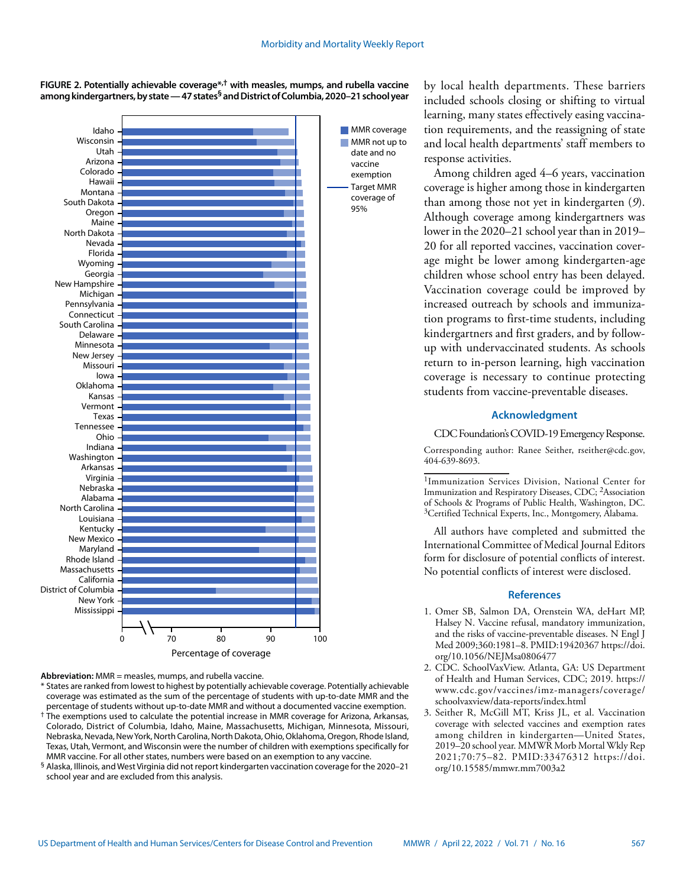**FIGURE 2. Potentially achievable coverage*,† with measles, mumps, and rubella vaccine among kindergartners, by state — 47 states§ and District of Columbia, 2020–21 school year**

**Abbreviation:** MMR = measles, mumps, and rubella vaccine.

\* States are ranked from lowest to highest by potentially achievable coverage. Potentially achievable coverage was estimated as the sum of the percentage of students with up-to-date MMR and the percentage of students without up-to-date MMR and without a documented vaccine exemption.

† The exemptions used to calculate the potential increase in MMR coverage for Arizona, Arkansas, Colorado, District of Columbia, Idaho, Maine, Massachusetts, Michigan, Minnesota, Missouri, Nebraska, Nevada, New York, North Carolina, North Dakota, Ohio, Oklahoma, Oregon, Rhode Island, Texas, Utah, Vermont, and Wisconsin were the number of children with exemptions specifically for MMR vaccine. For all other states, numbers were based on an exemption to any vaccine.

§ Alaska, Illinois, and West Virginia did not report kindergarten vaccination coverage for the 2020–21 school year and are excluded from this analysis.

by local health departments. These barriers included schools closing or shifting to virtual learning, many states effectively easing vaccination requirements, and the reassigning of state and local health departments' staff members to response activities.

Among children aged 4–6 years, vaccination coverage is higher among those in kindergarten than among those not yet in kindergarten (*9*). Although coverage among kindergartners was lower in the 2020–21 school year than in 2019–20 for all reported vaccines, vaccination coverage might be lower among kindergarten-age children whose school entry has been delayed. Vaccination coverage could be improved by increased outreach by schools and immunization programs to first-time students, including kindergartners and first graders, and by follow-up with undervaccinated students. As schools return to in-person learning, high vaccination coverage is necessary to continue protecting students from vaccine-preventable diseases.

## Acknowledgment

CDC Foundation's COVID-19 Emergency Response.

Corresponding author: Ranee Seither, rseither@cdc.gov, 404-639-8693.

---

[1]Immunization Services Division, National Center for Immunization and Respiratory Diseases, CDC; [2]Association of Schools & Programs of Public Health, Washington, DC. [3]Certified Technical Experts, Inc., Montgomery, Alabama.

All authors have completed and submitted the International Committee of Medical Journal Editors form for disclosure of potential conflicts of interest. No potential conflicts of interest were disclosed.

## References

1. Omer SB, Salmon DA, Orenstein WA, deHart MP, Halsey N. Vaccine refusal, mandatory immunization, and the risks of vaccine-preventable diseases. N Engl J Med 2009;360:1981–8. PMID:19420367 https://doi.org/10.1056/NEJMsa0806477
2. CDC. SchoolVaxView. Atlanta, GA: US Department of Health and Human Services, CDC; 2019. https://www.cdc.gov/vaccines/imz-managers/coverage/schoolvaxview/data-reports/index.html
3. Seither R, McGill MT, Kriss JL, et al. Vaccination coverage with selected vaccines and exemption rates among children in kindergarten—United States, 2019–20 school year. MMWR Morb Mortal Wkly Rep 2021;70:75–82. PMID:33476312 https://doi.org/10.15585/mmwr.mm7003a2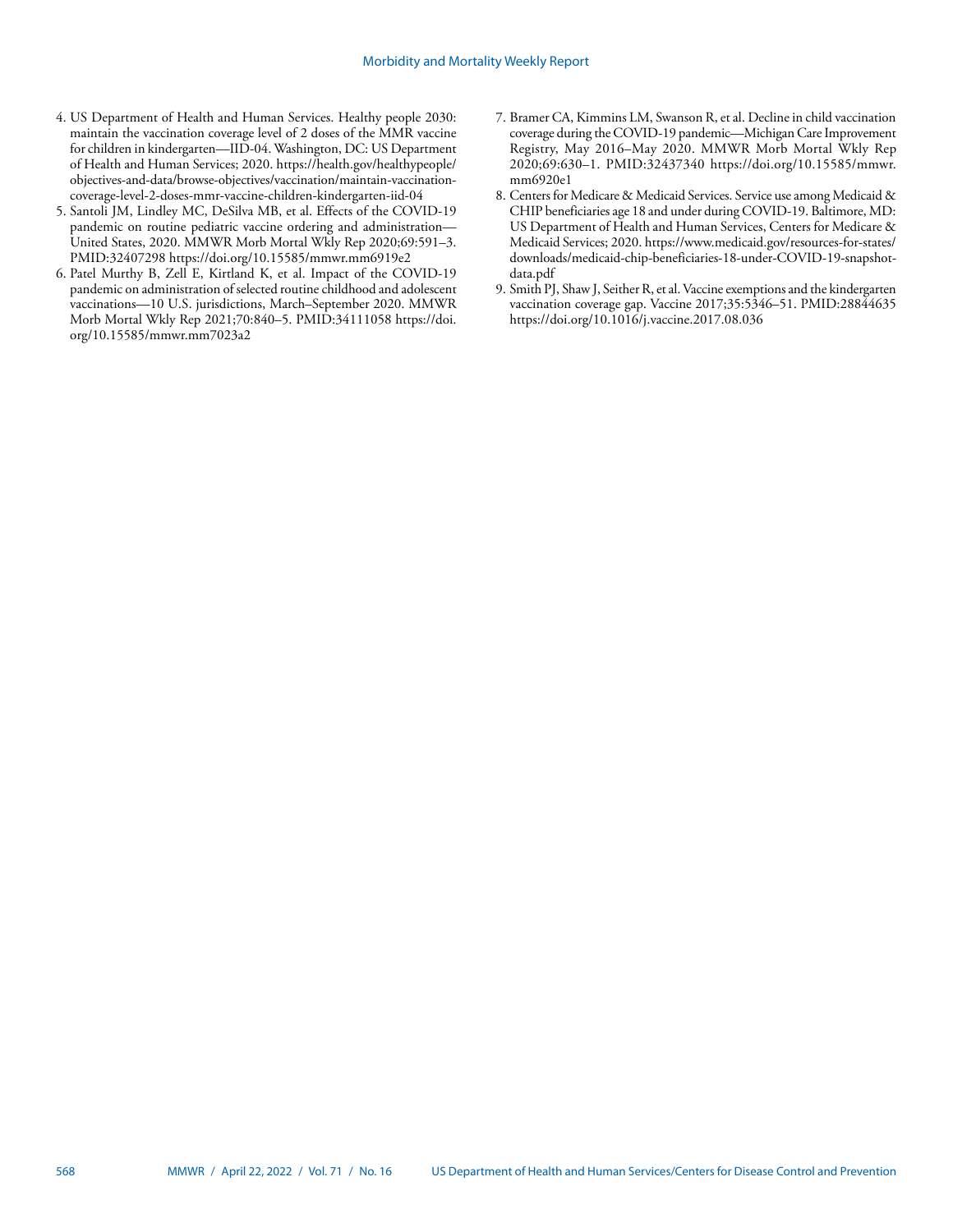4. US Department of Health and Human Services. Healthy people 2030: maintain the vaccination coverage level of 2 doses of the MMR vaccine for children in kindergarten—IID-04. Washington, DC: US Department of Health and Human Services; 2020. https://health.gov/healthypeople/objectives-and-data/browse-objectives/vaccination/maintain-vaccination-coverage-level-2-doses-mmr-vaccine-children-kindergarten-iid-04
5. Santoli JM, Lindley MC, DeSilva MB, et al. Effects of the COVID-19 pandemic on routine pediatric vaccine ordering and administration—United States, 2020. MMWR Morb Mortal Wkly Rep 2020;69:591–3. PMID:32407298 https://doi.org/10.15585/mmwr.mm6919e2
6. Patel Murthy B, Zell E, Kirtland K, et al. Impact of the COVID-19 pandemic on administration of selected routine childhood and adolescent vaccinations—10 U.S. jurisdictions, March–September 2020. MMWR Morb Mortal Wkly Rep 2021;70:840–5. PMID:34111058 https://doi.org/10.15585/mmwr.mm7023a2
7. Bramer CA, Kimmins LM, Swanson R, et al. Decline in child vaccination coverage during the COVID-19 pandemic—Michigan Care Improvement Registry, May 2016–May 2020. MMWR Morb Mortal Wkly Rep 2020;69:630–1. PMID:32437340 https://doi.org/10.15585/mmwr.mm6920e1
8. Centers for Medicare & Medicaid Services. Service use among Medicaid & CHIP beneficiaries age 18 and under during COVID-19. Baltimore, MD: US Department of Health and Human Services, Centers for Medicare & Medicaid Services; 2020. https://www.medicaid.gov/resources-for-states/downloads/medicaid-chip-beneficiaries-18-under-COVID-19-snapshot-data.pdf
9. Smith PJ, Shaw J, Seither R, et al. Vaccine exemptions and the kindergarten vaccination coverage gap. Vaccine 2017;35:5346–51. PMID:28844635 https://doi.org/10.1016/j.vaccine.2017.08.036